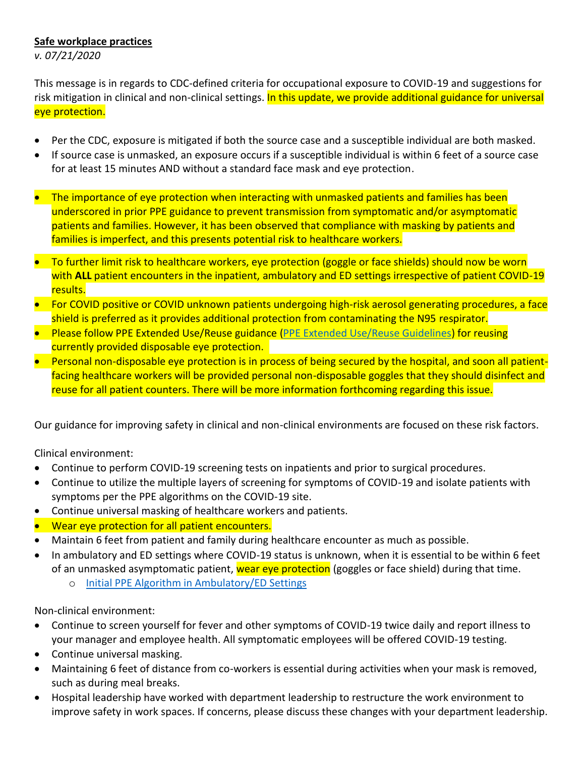**Safe workplace practices**

*v. 07/21/2020*

This message is in regards to CDC-defined criteria for occupational exposure to COVID-19 and suggestions for risk mitigation in clinical and non-clinical settings. In this update, we provide additional guidance for universal eye protection.

- Per the CDC, exposure is mitigated if both the source case and a susceptible individual are both masked.
- If source case is unmasked, an exposure occurs if a susceptible individual is within 6 feet of a source case for at least 15 minutes AND without a standard face mask and eye protection.

- The importance of eye protection when interacting with unmasked patients and families has been underscored in prior PPE guidance to prevent transmission from symptomatic and/or asymptomatic patients and families. However, it has been observed that compliance with masking by patients and families is imperfect, and this presents potential risk to healthcare workers.

- To further limit risk to healthcare workers, eye protection (goggle or face shields) should now be worn with **ALL** patient encounters in the inpatient, ambulatory and ED settings irrespective of patient COVID-19 results.
- For COVID positive or COVID unknown patients undergoing high-risk aerosol generating procedures, a face shield is preferred as it provides additional protection from contaminating the N95 respirator.
- Please follow PPE Extended Use/Reuse guidance (PPE Extended Use/Reuse Guidelines) for reusing currently provided disposable eye protection.
- Personal non-disposable eye protection is in process of being secured by the hospital, and soon all patient-facing healthcare workers will be provided personal non-disposable goggles that they should disinfect and reuse for all patient counters. There will be more information forthcoming regarding this issue.

Our guidance for improving safety in clinical and non-clinical environments are focused on these risk factors.

Clinical environment:

- Continue to perform COVID-19 screening tests on inpatients and prior to surgical procedures.
- Continue to utilize the multiple layers of screening for symptoms of COVID-19 and isolate patients with symptoms per the PPE algorithms on the COVID-19 site.
- Continue universal masking of healthcare workers and patients.
- Wear eye protection for all patient encounters.
- Maintain 6 feet from patient and family during healthcare encounter as much as possible.
- In ambulatory and ED settings where COVID-19 status is unknown, when it is essential to be within 6 feet of an unmasked asymptomatic patient, wear eye protection (goggles or face shield) during that time.
    - Initial PPE Algorithm in Ambulatory/ED Settings

Non-clinical environment:

- Continue to screen yourself for fever and other symptoms of COVID-19 twice daily and report illness to your manager and employee health. All symptomatic employees will be offered COVID-19 testing.
- Continue universal masking.
- Maintaining 6 feet of distance from co-workers is essential during activities when your mask is removed, such as during meal breaks.
- Hospital leadership have worked with department leadership to restructure the work environment to improve safety in work spaces. If concerns, please discuss these changes with your department leadership.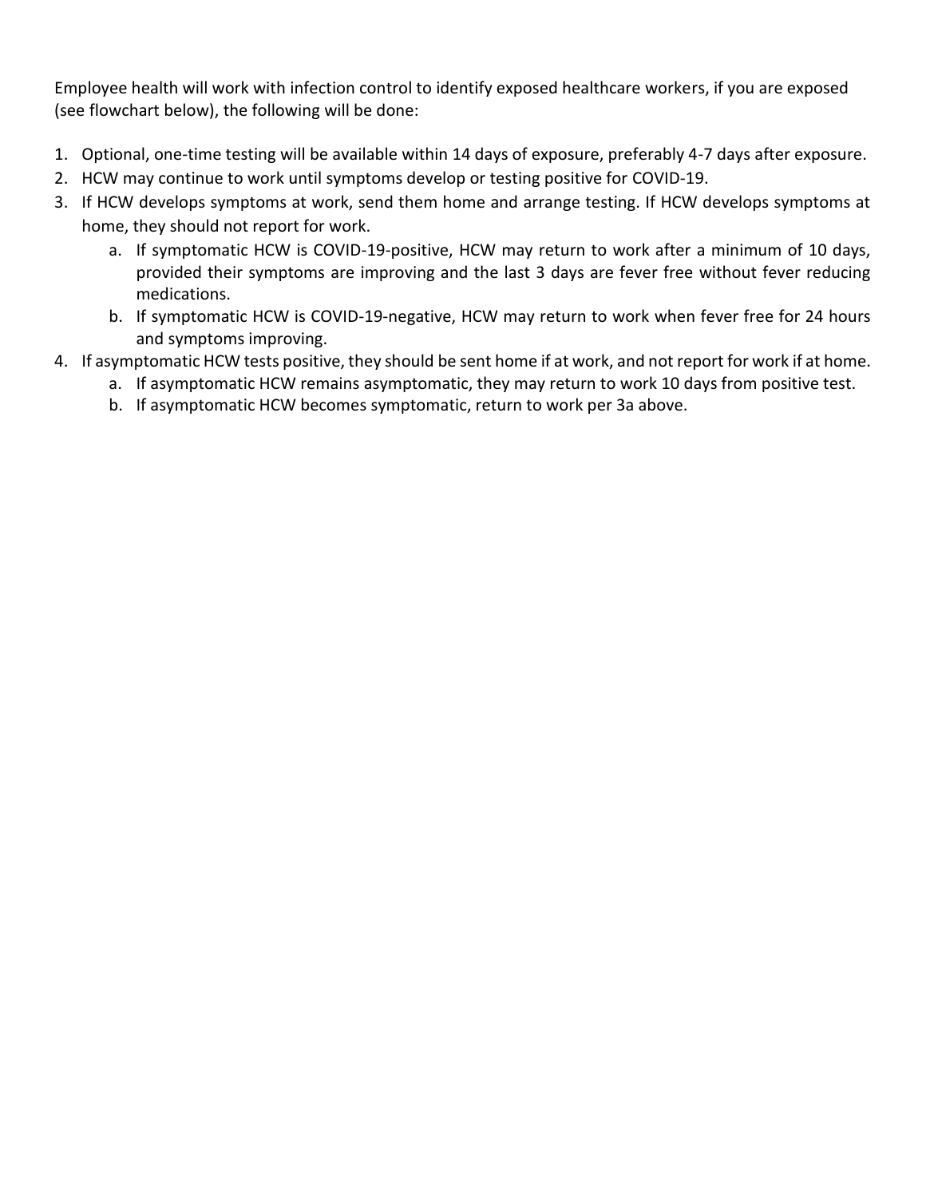Employee health will work with infection control to identify exposed healthcare workers, if you are exposed (see flowchart below), the following will be done:

1. Optional, one-time testing will be available within 14 days of exposure, preferably 4-7 days after exposure.
2. HCW may continue to work until symptoms develop or testing positive for COVID-19.
3. If HCW develops symptoms at work, send them home and arrange testing. If HCW develops symptoms at home, they should not report for work.
    a. If symptomatic HCW is COVID-19-positive, HCW may return to work after a minimum of 10 days, provided their symptoms are improving and the last 3 days are fever free without fever reducing medications.
    b. If symptomatic HCW is COVID-19-negative, HCW may return to work when fever free for 24 hours and symptoms improving.
4. If asymptomatic HCW tests positive, they should be sent home if at work, and not report for work if at home.
    a. If asymptomatic HCW remains asymptomatic, they may return to work 10 days from positive test.
    b. If asymptomatic HCW becomes symptomatic, return to work per 3a above.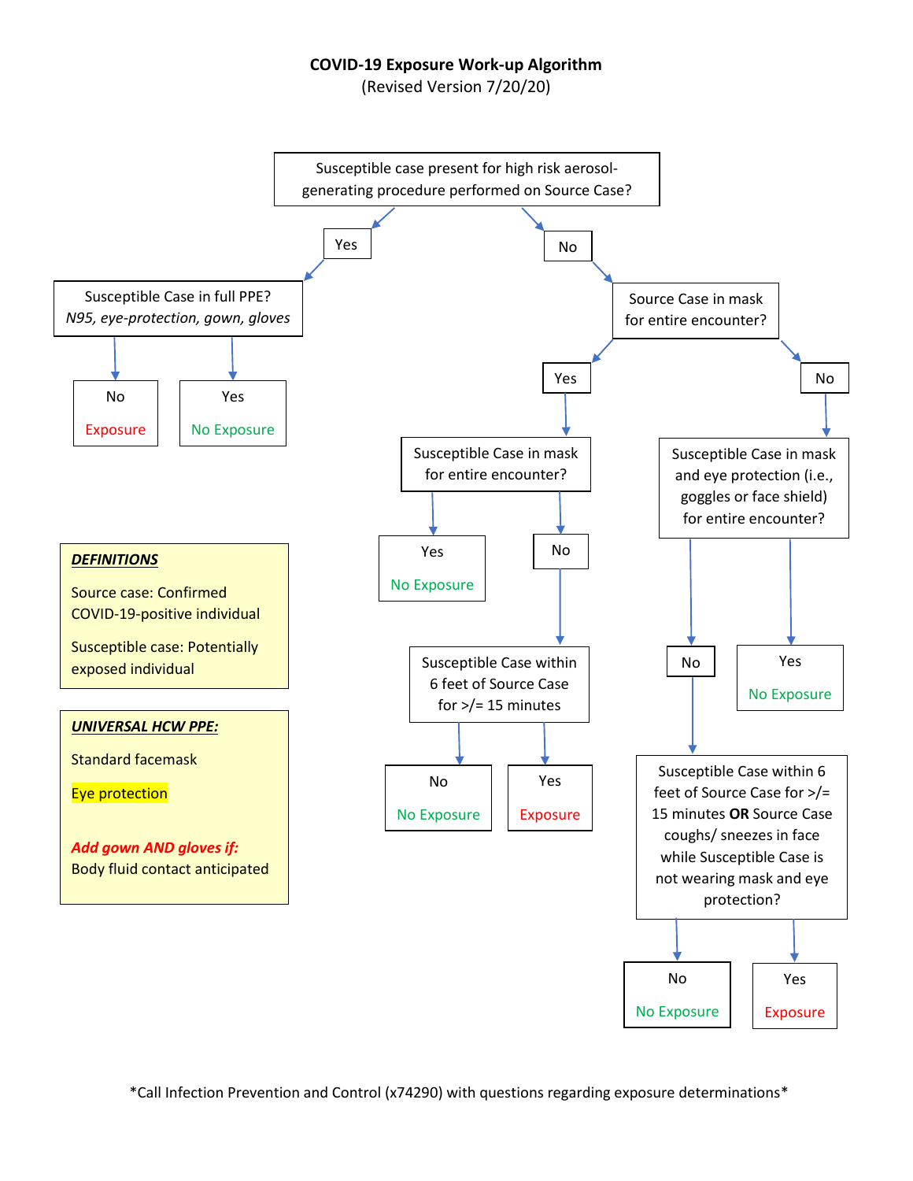**COVID-19 Exposure Work-up Algorithm**
(Revised Version 7/20/20)

Susceptible case present for high risk aerosol-generating procedure performed on Source Case?

Yes

Susceptible Case in full PPE?
*N95, eye-protection, gown, gloves*

No
Exposure

Yes
No Exposure

No

Source Case in mask for entire encounter?

Yes

Susceptible Case in mask for entire encounter?

Yes
No Exposure

No

Susceptible Case within 6 feet of Source Case for >/= 15 minutes

No
No Exposure

Yes
Exposure

No

Susceptible Case in mask and eye protection (i.e., goggles or face shield) for entire encounter?

No

Yes
No Exposure

Susceptible Case within 6 feet of Source Case for >/= 15 minutes **OR** Source Case coughs/ sneezes in face while Susceptible Case is not wearing mask and eye protection?

No
No Exposure

Yes
Exposure

***DEFINITIONS***

Source case: Confirmed COVID-19-positive individual

Susceptible case: Potentially exposed individual

***UNIVERSAL HCW PPE:***

Standard facemask

Eye protection

***Add gown AND gloves if:***
Body fluid contact anticipated

*Call Infection Prevention and Control (x74290) with questions regarding exposure determinations*